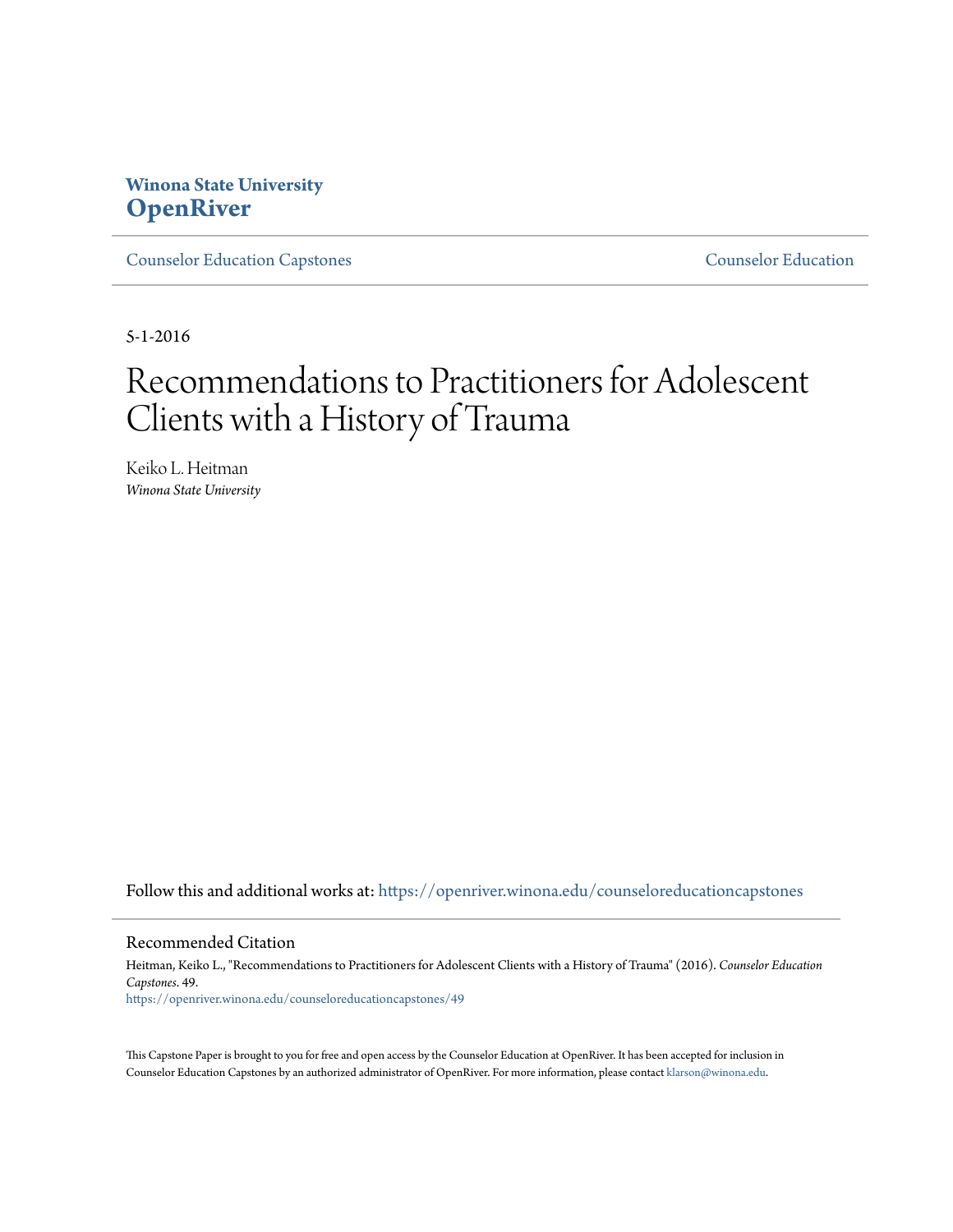**Winona State University**
# OpenRiver

Counselor Education Capstones | Counselor Education

5-1-2016

# Recommendations to Practitioners for Adolescent Clients with a History of Trauma

Keiko L. Heitman
*Winona State University*

Follow this and additional works at: https://openriver.winona.edu/counseloreducationcapstones

## Recommended Citation

Heitman, Keiko L., "Recommendations to Practitioners for Adolescent Clients with a History of Trauma" (2016). *Counselor Education Capstones*. 49.
https://openriver.winona.edu/counseloreducationcapstones/49

This Capstone Paper is brought to you for free and open access by the Counselor Education at OpenRiver. It has been accepted for inclusion in Counselor Education Capstones by an authorized administrator of OpenRiver. For more information, please contact klarson@winona.edu.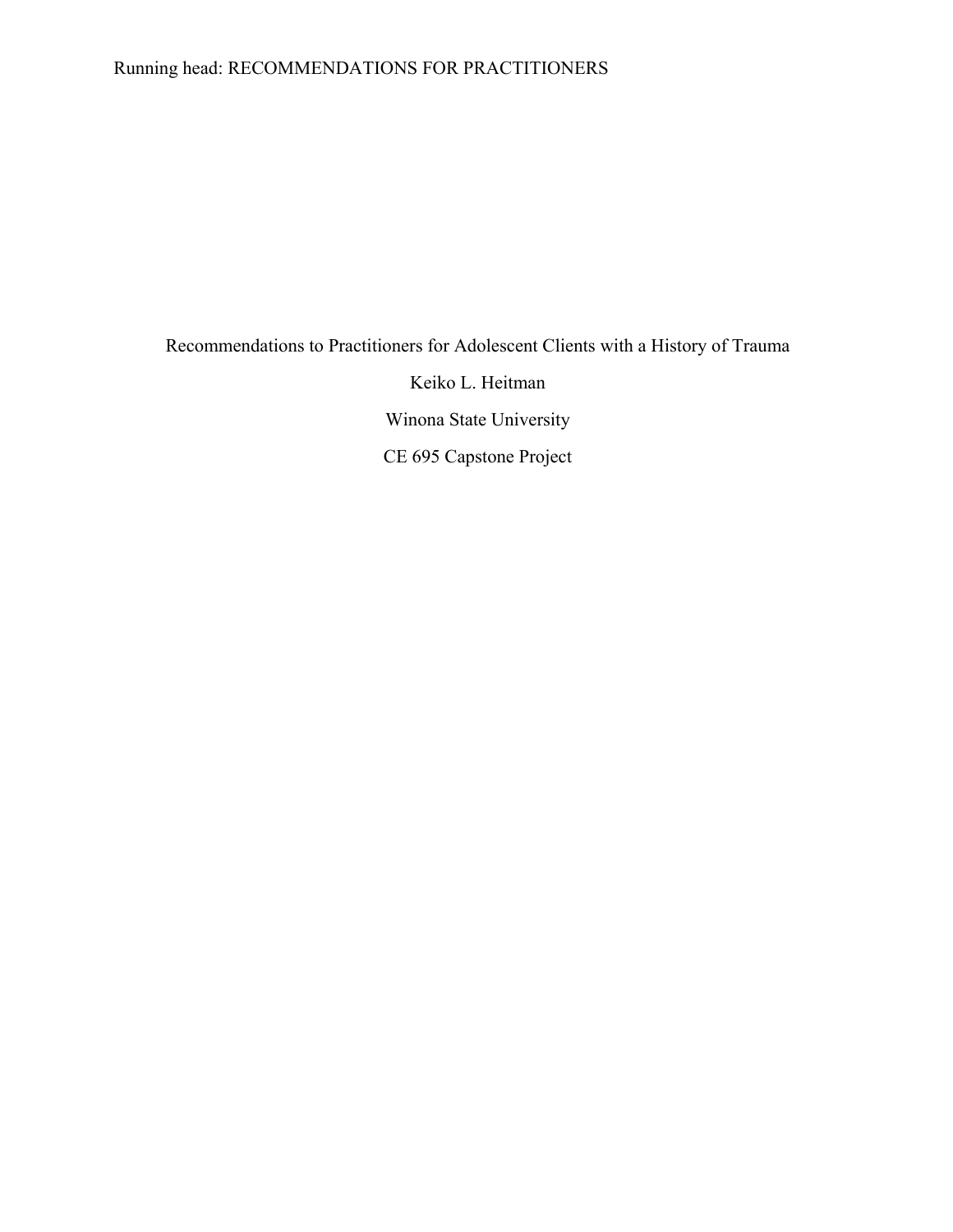Recommendations to Practitioners for Adolescent Clients with a History of Trauma

Keiko L. Heitman

Winona State University

CE 695 Capstone Project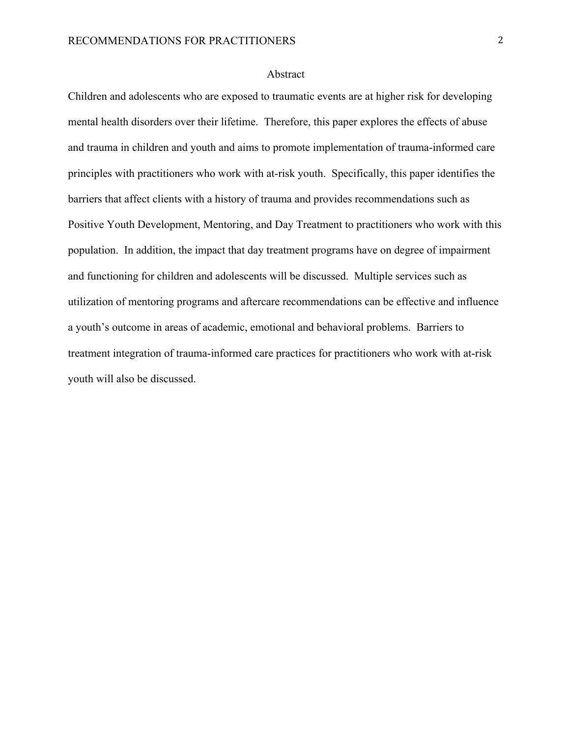# Abstract

Children and adolescents who are exposed to traumatic events are at higher risk for developing mental health disorders over their lifetime. Therefore, this paper explores the effects of abuse and trauma in children and youth and aims to promote implementation of trauma-informed care principles with practitioners who work with at-risk youth. Specifically, this paper identifies the barriers that affect clients with a history of trauma and provides recommendations such as Positive Youth Development, Mentoring, and Day Treatment to practitioners who work with this population. In addition, the impact that day treatment programs have on degree of impairment and functioning for children and adolescents will be discussed. Multiple services such as utilization of mentoring programs and aftercare recommendations can be effective and influence a youth's outcome in areas of academic, emotional and behavioral problems. Barriers to treatment integration of trauma-informed care practices for practitioners who work with at-risk youth will also be discussed.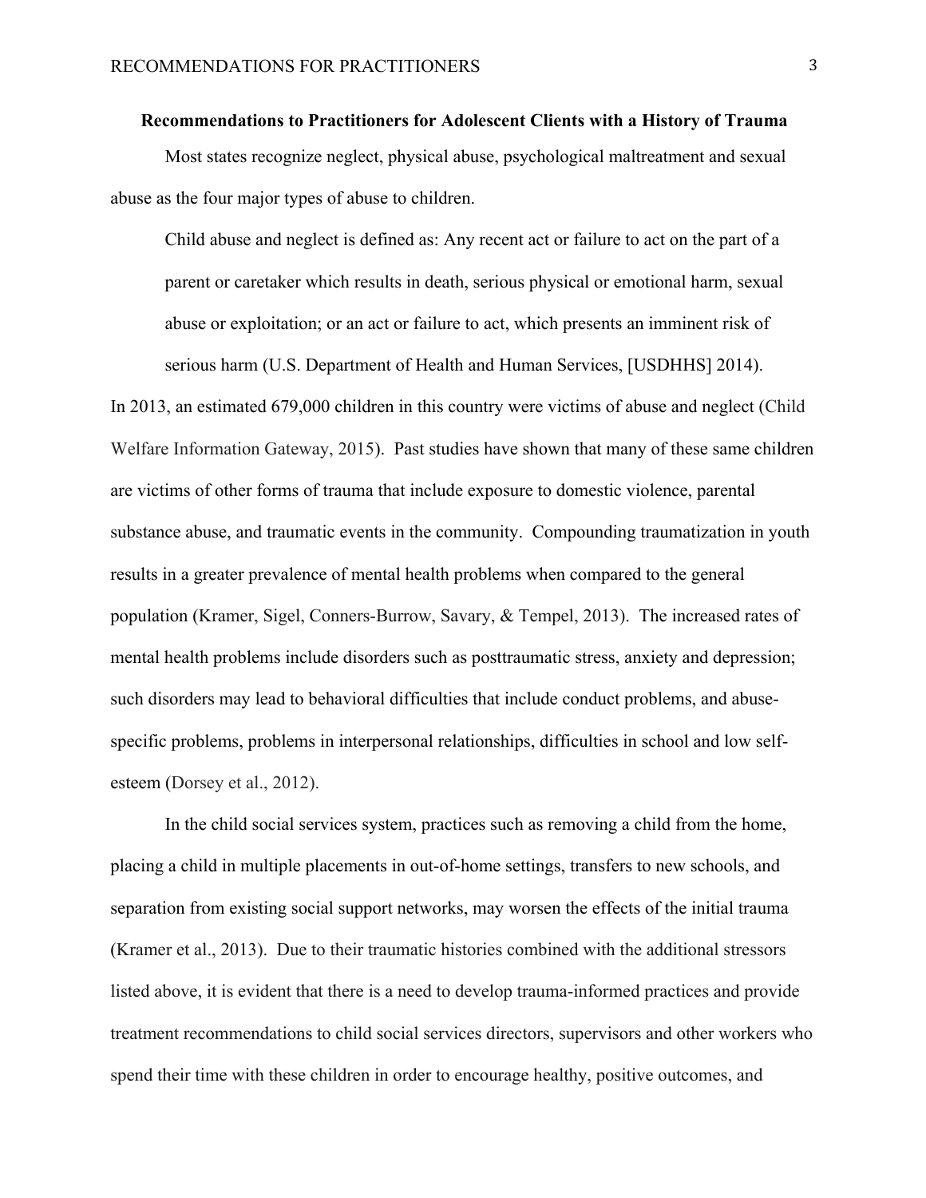## Recommendations to Practitioners for Adolescent Clients with a History of Trauma

Most states recognize neglect, physical abuse, psychological maltreatment and sexual abuse as the four major types of abuse to children.

> Child abuse and neglect is defined as: Any recent act or failure to act on the part of a parent or caretaker which results in death, serious physical or emotional harm, sexual abuse or exploitation; or an act or failure to act, which presents an imminent risk of serious harm (U.S. Department of Health and Human Services, [USDHHS] 2014).

In 2013, an estimated 679,000 children in this country were victims of abuse and neglect (Child Welfare Information Gateway, 2015). Past studies have shown that many of these same children are victims of other forms of trauma that include exposure to domestic violence, parental substance abuse, and traumatic events in the community. Compounding traumatization in youth results in a greater prevalence of mental health problems when compared to the general population (Kramer, Sigel, Conners-Burrow, Savary, & Tempel, 2013). The increased rates of mental health problems include disorders such as posttraumatic stress, anxiety and depression; such disorders may lead to behavioral difficulties that include conduct problems, and abuse-specific problems, problems in interpersonal relationships, difficulties in school and low self-esteem (Dorsey et al., 2012).

In the child social services system, practices such as removing a child from the home, placing a child in multiple placements in out-of-home settings, transfers to new schools, and separation from existing social support networks, may worsen the effects of the initial trauma (Kramer et al., 2013). Due to their traumatic histories combined with the additional stressors listed above, it is evident that there is a need to develop trauma-informed practices and provide treatment recommendations to child social services directors, supervisors and other workers who spend their time with these children in order to encourage healthy, positive outcomes, and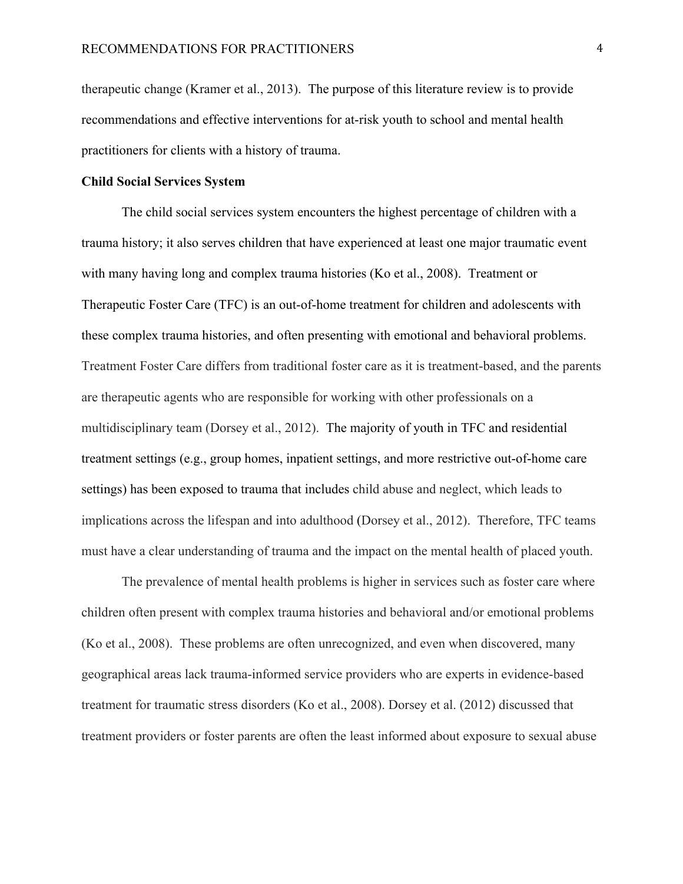therapeutic change (Kramer et al., 2013). The purpose of this literature review is to provide recommendations and effective interventions for at-risk youth to school and mental health practitioners for clients with a history of trauma.

**Child Social Services System**

The child social services system encounters the highest percentage of children with a trauma history; it also serves children that have experienced at least one major traumatic event with many having long and complex trauma histories (Ko et al., 2008). Treatment or Therapeutic Foster Care (TFC) is an out-of-home treatment for children and adolescents with these complex trauma histories, and often presenting with emotional and behavioral problems. Treatment Foster Care differs from traditional foster care as it is treatment-based, and the parents are therapeutic agents who are responsible for working with other professionals on a multidisciplinary team (Dorsey et al., 2012). The majority of youth in TFC and residential treatment settings (e.g., group homes, inpatient settings, and more restrictive out-of-home care settings) has been exposed to trauma that includes child abuse and neglect, which leads to implications across the lifespan and into adulthood (Dorsey et al., 2012). Therefore, TFC teams must have a clear understanding of trauma and the impact on the mental health of placed youth.

The prevalence of mental health problems is higher in services such as foster care where children often present with complex trauma histories and behavioral and/or emotional problems (Ko et al., 2008). These problems are often unrecognized, and even when discovered, many geographical areas lack trauma-informed service providers who are experts in evidence-based treatment for traumatic stress disorders (Ko et al., 2008). Dorsey et al. (2012) discussed that treatment providers or foster parents are often the least informed about exposure to sexual abuse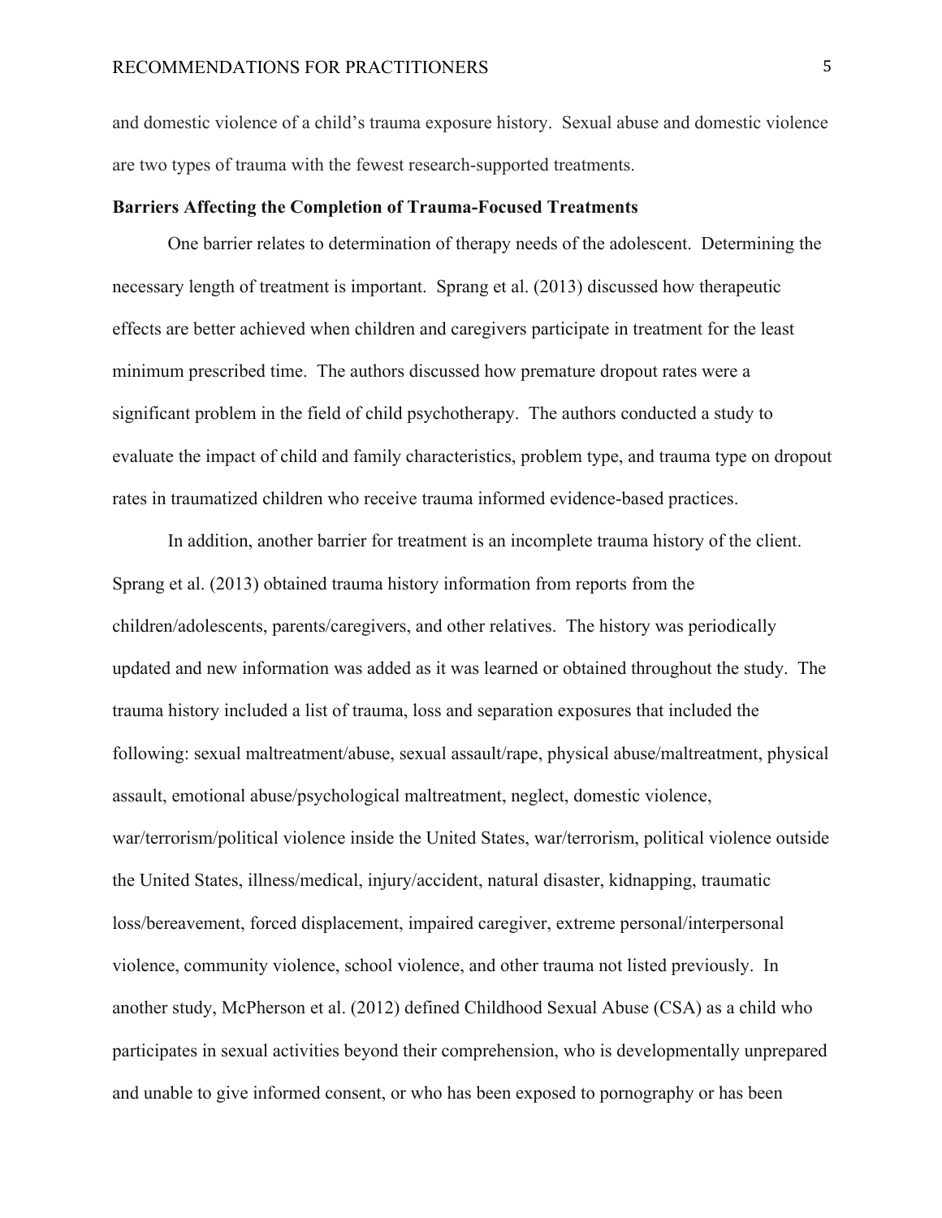and domestic violence of a child's trauma exposure history. Sexual abuse and domestic violence are two types of trauma with the fewest research-supported treatments.

**Barriers Affecting the Completion of Trauma-Focused Treatments**

One barrier relates to determination of therapy needs of the adolescent. Determining the necessary length of treatment is important. Sprang et al. (2013) discussed how therapeutic effects are better achieved when children and caregivers participate in treatment for the least minimum prescribed time. The authors discussed how premature dropout rates were a significant problem in the field of child psychotherapy. The authors conducted a study to evaluate the impact of child and family characteristics, problem type, and trauma type on dropout rates in traumatized children who receive trauma informed evidence-based practices.

In addition, another barrier for treatment is an incomplete trauma history of the client. Sprang et al. (2013) obtained trauma history information from reports from the children/adolescents, parents/caregivers, and other relatives. The history was periodically updated and new information was added as it was learned or obtained throughout the study. The trauma history included a list of trauma, loss and separation exposures that included the following: sexual maltreatment/abuse, sexual assault/rape, physical abuse/maltreatment, physical assault, emotional abuse/psychological maltreatment, neglect, domestic violence, war/terrorism/political violence inside the United States, war/terrorism, political violence outside the United States, illness/medical, injury/accident, natural disaster, kidnapping, traumatic loss/bereavement, forced displacement, impaired caregiver, extreme personal/interpersonal violence, community violence, school violence, and other trauma not listed previously. In another study, McPherson et al. (2012) defined Childhood Sexual Abuse (CSA) as a child who participates in sexual activities beyond their comprehension, who is developmentally unprepared and unable to give informed consent, or who has been exposed to pornography or has been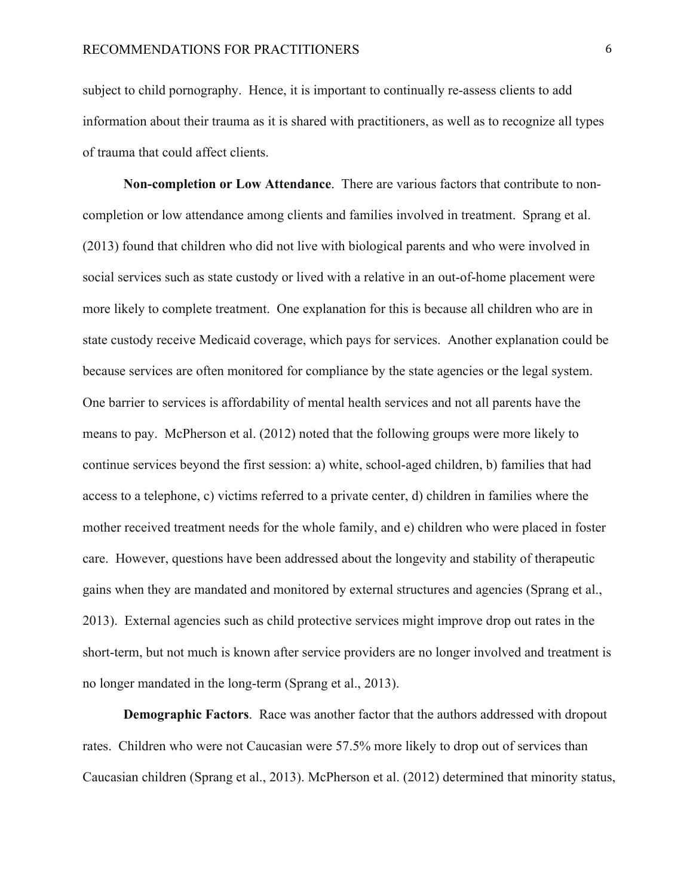subject to child pornography. Hence, it is important to continually re-assess clients to add information about their trauma as it is shared with practitioners, as well as to recognize all types of trauma that could affect clients.

**Non-completion or Low Attendance**. There are various factors that contribute to non-completion or low attendance among clients and families involved in treatment. Sprang et al. (2013) found that children who did not live with biological parents and who were involved in social services such as state custody or lived with a relative in an out-of-home placement were more likely to complete treatment. One explanation for this is because all children who are in state custody receive Medicaid coverage, which pays for services. Another explanation could be because services are often monitored for compliance by the state agencies or the legal system. One barrier to services is affordability of mental health services and not all parents have the means to pay. McPherson et al. (2012) noted that the following groups were more likely to continue services beyond the first session: a) white, school-aged children, b) families that had access to a telephone, c) victims referred to a private center, d) children in families where the mother received treatment needs for the whole family, and e) children who were placed in foster care. However, questions have been addressed about the longevity and stability of therapeutic gains when they are mandated and monitored by external structures and agencies (Sprang et al., 2013). External agencies such as child protective services might improve drop out rates in the short-term, but not much is known after service providers are no longer involved and treatment is no longer mandated in the long-term (Sprang et al., 2013).

**Demographic Factors**. Race was another factor that the authors addressed with dropout rates. Children who were not Caucasian were 57.5% more likely to drop out of services than Caucasian children (Sprang et al., 2013). McPherson et al. (2012) determined that minority status,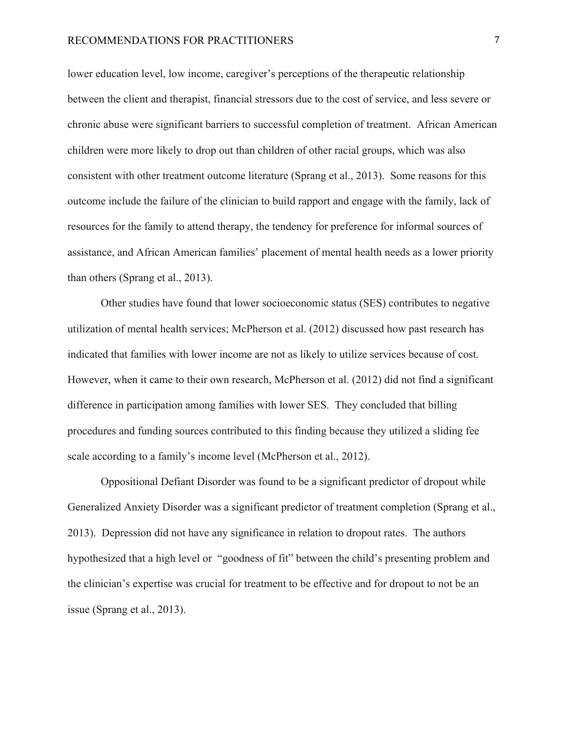lower education level, low income, caregiver's perceptions of the therapeutic relationship between the client and therapist, financial stressors due to the cost of service, and less severe or chronic abuse were significant barriers to successful completion of treatment. African American children were more likely to drop out than children of other racial groups, which was also consistent with other treatment outcome literature (Sprang et al., 2013). Some reasons for this outcome include the failure of the clinician to build rapport and engage with the family, lack of resources for the family to attend therapy, the tendency for preference for informal sources of assistance, and African American families' placement of mental health needs as a lower priority than others (Sprang et al., 2013).

Other studies have found that lower socioeconomic status (SES) contributes to negative utilization of mental health services; McPherson et al. (2012) discussed how past research has indicated that families with lower income are not as likely to utilize services because of cost. However, when it came to their own research, McPherson et al. (2012) did not find a significant difference in participation among families with lower SES. They concluded that billing procedures and funding sources contributed to this finding because they utilized a sliding fee scale according to a family's income level (McPherson et al., 2012).

Oppositional Defiant Disorder was found to be a significant predictor of dropout while Generalized Anxiety Disorder was a significant predictor of treatment completion (Sprang et al., 2013). Depression did not have any significance in relation to dropout rates. The authors hypothesized that a high level or "goodness of fit" between the child's presenting problem and the clinician's expertise was crucial for treatment to be effective and for dropout to not be an issue (Sprang et al., 2013).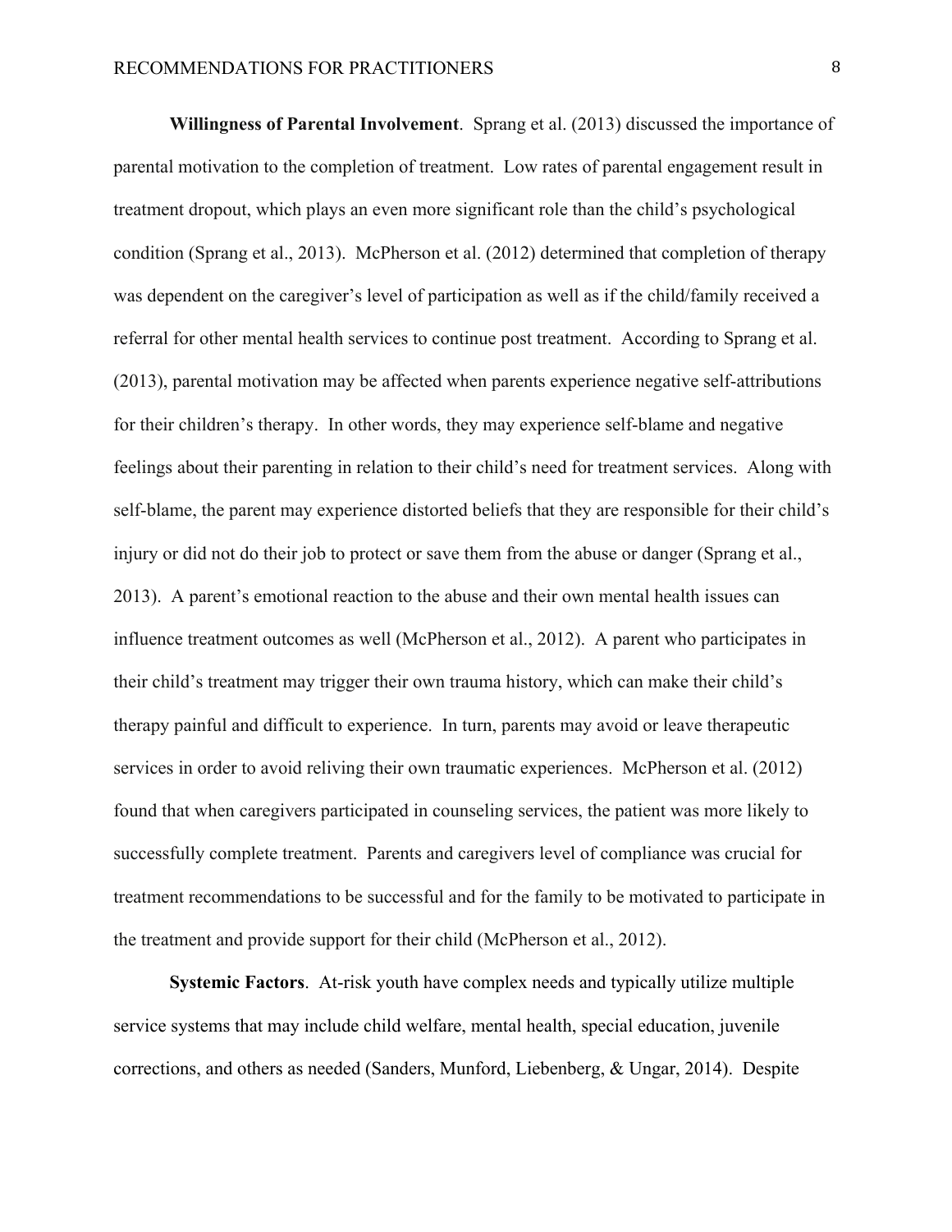**Willingness of Parental Involvement**. Sprang et al. (2013) discussed the importance of parental motivation to the completion of treatment. Low rates of parental engagement result in treatment dropout, which plays an even more significant role than the child's psychological condition (Sprang et al., 2013). McPherson et al. (2012) determined that completion of therapy was dependent on the caregiver's level of participation as well as if the child/family received a referral for other mental health services to continue post treatment. According to Sprang et al. (2013), parental motivation may be affected when parents experience negative self-attributions for their children's therapy. In other words, they may experience self-blame and negative feelings about their parenting in relation to their child's need for treatment services. Along with self-blame, the parent may experience distorted beliefs that they are responsible for their child's injury or did not do their job to protect or save them from the abuse or danger (Sprang et al., 2013). A parent's emotional reaction to the abuse and their own mental health issues can influence treatment outcomes as well (McPherson et al., 2012). A parent who participates in their child's treatment may trigger their own trauma history, which can make their child's therapy painful and difficult to experience. In turn, parents may avoid or leave therapeutic services in order to avoid reliving their own traumatic experiences. McPherson et al. (2012) found that when caregivers participated in counseling services, the patient was more likely to successfully complete treatment. Parents and caregivers level of compliance was crucial for treatment recommendations to be successful and for the family to be motivated to participate in the treatment and provide support for their child (McPherson et al., 2012).

**Systemic Factors**. At-risk youth have complex needs and typically utilize multiple service systems that may include child welfare, mental health, special education, juvenile corrections, and others as needed (Sanders, Munford, Liebenberg, & Ungar, 2014). Despite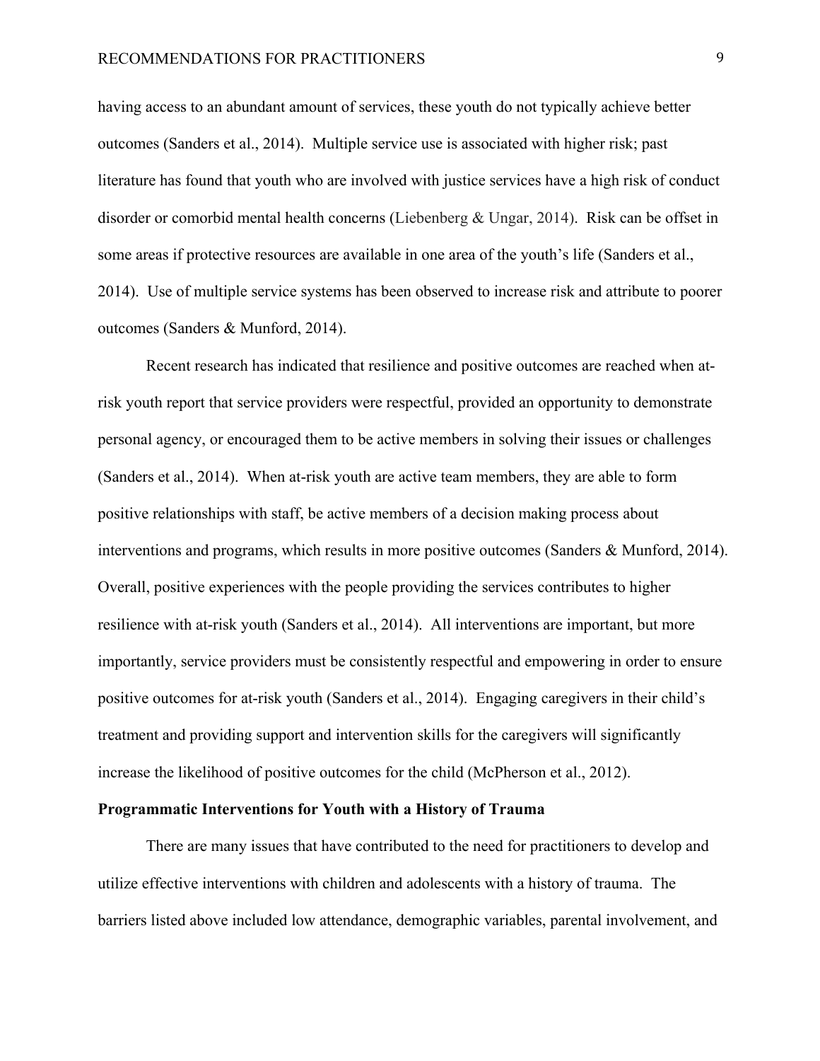having access to an abundant amount of services, these youth do not typically achieve better outcomes (Sanders et al., 2014). Multiple service use is associated with higher risk; past literature has found that youth who are involved with justice services have a high risk of conduct disorder or comorbid mental health concerns (Liebenberg & Ungar, 2014). Risk can be offset in some areas if protective resources are available in one area of the youth's life (Sanders et al., 2014). Use of multiple service systems has been observed to increase risk and attribute to poorer outcomes (Sanders & Munford, 2014).

Recent research has indicated that resilience and positive outcomes are reached when at-risk youth report that service providers were respectful, provided an opportunity to demonstrate personal agency, or encouraged them to be active members in solving their issues or challenges (Sanders et al., 2014). When at-risk youth are active team members, they are able to form positive relationships with staff, be active members of a decision making process about interventions and programs, which results in more positive outcomes (Sanders & Munford, 2014). Overall, positive experiences with the people providing the services contributes to higher resilience with at-risk youth (Sanders et al., 2014). All interventions are important, but more importantly, service providers must be consistently respectful and empowering in order to ensure positive outcomes for at-risk youth (Sanders et al., 2014). Engaging caregivers in their child's treatment and providing support and intervention skills for the caregivers will significantly increase the likelihood of positive outcomes for the child (McPherson et al., 2012).

**Programmatic Interventions for Youth with a History of Trauma**

There are many issues that have contributed to the need for practitioners to develop and utilize effective interventions with children and adolescents with a history of trauma. The barriers listed above included low attendance, demographic variables, parental involvement, and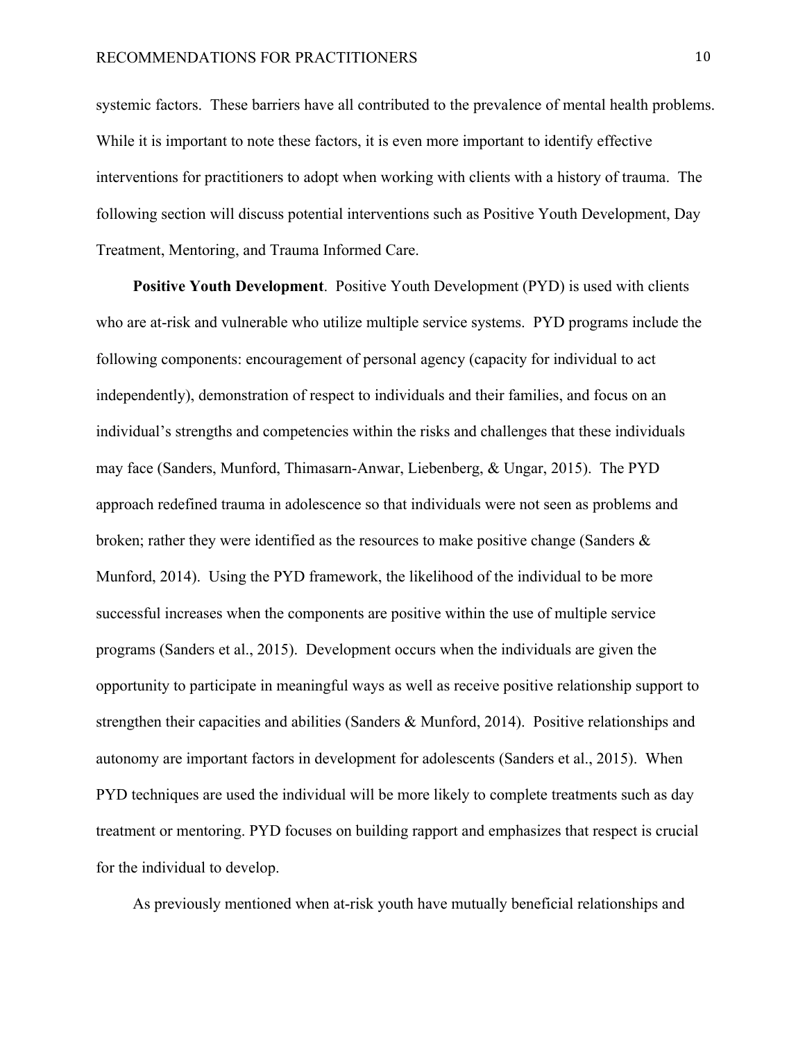systemic factors. These barriers have all contributed to the prevalence of mental health problems. While it is important to note these factors, it is even more important to identify effective interventions for practitioners to adopt when working with clients with a history of trauma. The following section will discuss potential interventions such as Positive Youth Development, Day Treatment, Mentoring, and Trauma Informed Care.

**Positive Youth Development**. Positive Youth Development (PYD) is used with clients who are at-risk and vulnerable who utilize multiple service systems. PYD programs include the following components: encouragement of personal agency (capacity for individual to act independently), demonstration of respect to individuals and their families, and focus on an individual's strengths and competencies within the risks and challenges that these individuals may face (Sanders, Munford, Thimasarn-Anwar, Liebenberg, & Ungar, 2015). The PYD approach redefined trauma in adolescence so that individuals were not seen as problems and broken; rather they were identified as the resources to make positive change (Sanders & Munford, 2014). Using the PYD framework, the likelihood of the individual to be more successful increases when the components are positive within the use of multiple service programs (Sanders et al., 2015). Development occurs when the individuals are given the opportunity to participate in meaningful ways as well as receive positive relationship support to strengthen their capacities and abilities (Sanders & Munford, 2014). Positive relationships and autonomy are important factors in development for adolescents (Sanders et al., 2015). When PYD techniques are used the individual will be more likely to complete treatments such as day treatment or mentoring. PYD focuses on building rapport and emphasizes that respect is crucial for the individual to develop.

As previously mentioned when at-risk youth have mutually beneficial relationships and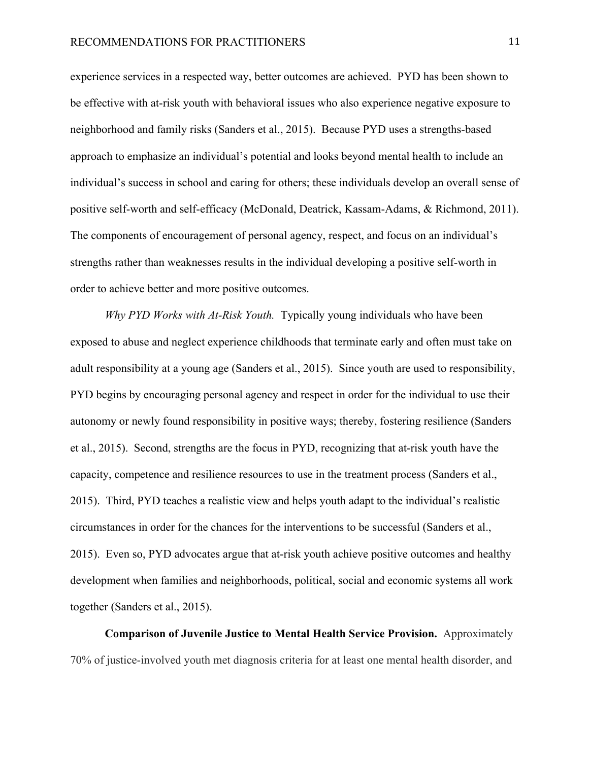experience services in a respected way, better outcomes are achieved. PYD has been shown to be effective with at-risk youth with behavioral issues who also experience negative exposure to neighborhood and family risks (Sanders et al., 2015). Because PYD uses a strengths-based approach to emphasize an individual's potential and looks beyond mental health to include an individual's success in school and caring for others; these individuals develop an overall sense of positive self-worth and self-efficacy (McDonald, Deatrick, Kassam-Adams, & Richmond, 2011). The components of encouragement of personal agency, respect, and focus on an individual's strengths rather than weaknesses results in the individual developing a positive self-worth in order to achieve better and more positive outcomes.

*Why PYD Works with At-Risk Youth.* Typically young individuals who have been exposed to abuse and neglect experience childhoods that terminate early and often must take on adult responsibility at a young age (Sanders et al., 2015). Since youth are used to responsibility, PYD begins by encouraging personal agency and respect in order for the individual to use their autonomy or newly found responsibility in positive ways; thereby, fostering resilience (Sanders et al., 2015). Second, strengths are the focus in PYD, recognizing that at-risk youth have the capacity, competence and resilience resources to use in the treatment process (Sanders et al., 2015). Third, PYD teaches a realistic view and helps youth adapt to the individual's realistic circumstances in order for the chances for the interventions to be successful (Sanders et al., 2015). Even so, PYD advocates argue that at-risk youth achieve positive outcomes and healthy development when families and neighborhoods, political, social and economic systems all work together (Sanders et al., 2015).

**Comparison of Juvenile Justice to Mental Health Service Provision.** Approximately 70% of justice-involved youth met diagnosis criteria for at least one mental health disorder, and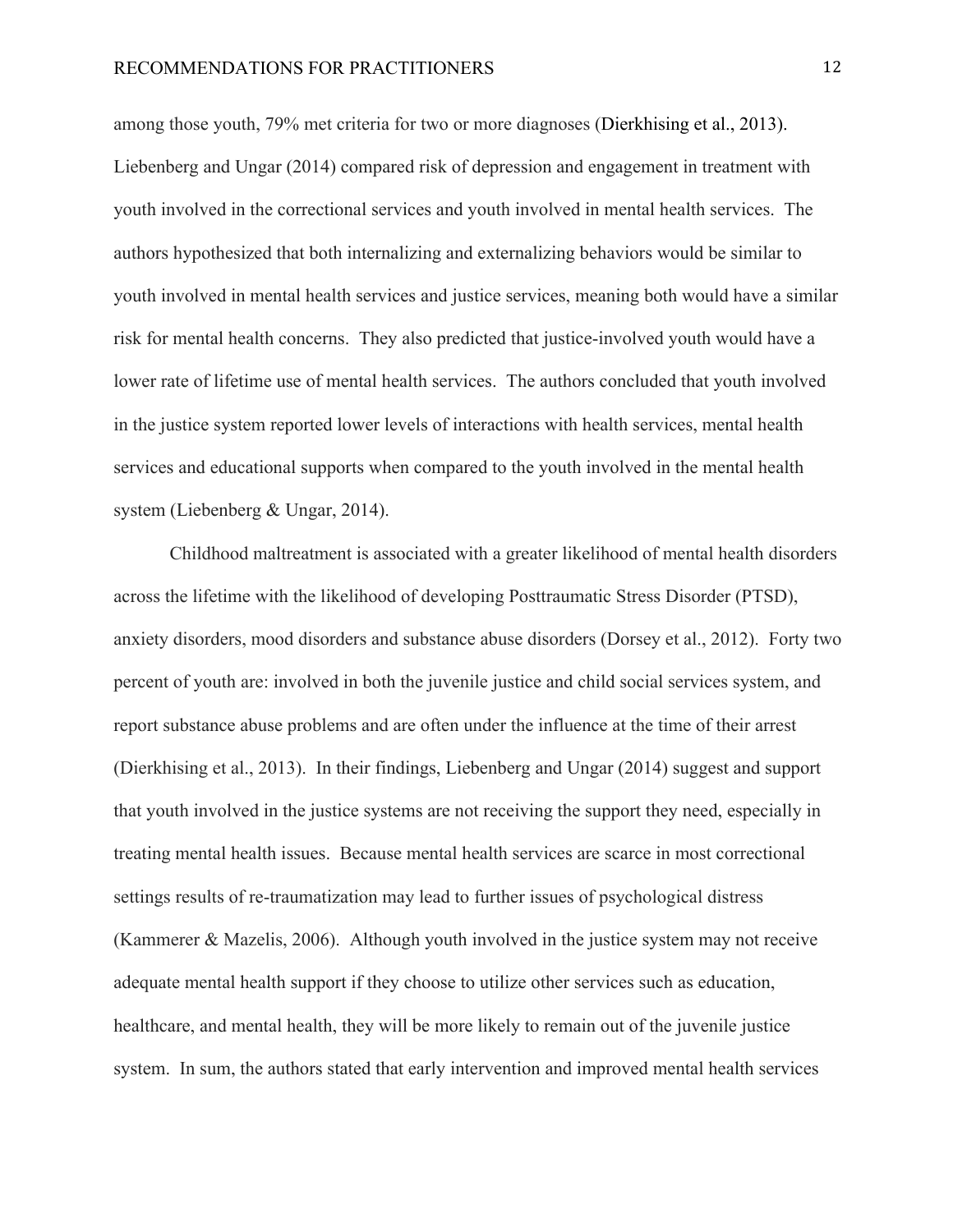among those youth, 79% met criteria for two or more diagnoses (Dierkhising et al., 2013). Liebenberg and Ungar (2014) compared risk of depression and engagement in treatment with youth involved in the correctional services and youth involved in mental health services. The authors hypothesized that both internalizing and externalizing behaviors would be similar to youth involved in mental health services and justice services, meaning both would have a similar risk for mental health concerns. They also predicted that justice-involved youth would have a lower rate of lifetime use of mental health services. The authors concluded that youth involved in the justice system reported lower levels of interactions with health services, mental health services and educational supports when compared to the youth involved in the mental health system (Liebenberg & Ungar, 2014).

Childhood maltreatment is associated with a greater likelihood of mental health disorders across the lifetime with the likelihood of developing Posttraumatic Stress Disorder (PTSD), anxiety disorders, mood disorders and substance abuse disorders (Dorsey et al., 2012). Forty two percent of youth are: involved in both the juvenile justice and child social services system, and report substance abuse problems and are often under the influence at the time of their arrest (Dierkhising et al., 2013). In their findings, Liebenberg and Ungar (2014) suggest and support that youth involved in the justice systems are not receiving the support they need, especially in treating mental health issues. Because mental health services are scarce in most correctional settings results of re-traumatization may lead to further issues of psychological distress (Kammerer & Mazelis, 2006). Although youth involved in the justice system may not receive adequate mental health support if they choose to utilize other services such as education, healthcare, and mental health, they will be more likely to remain out of the juvenile justice system. In sum, the authors stated that early intervention and improved mental health services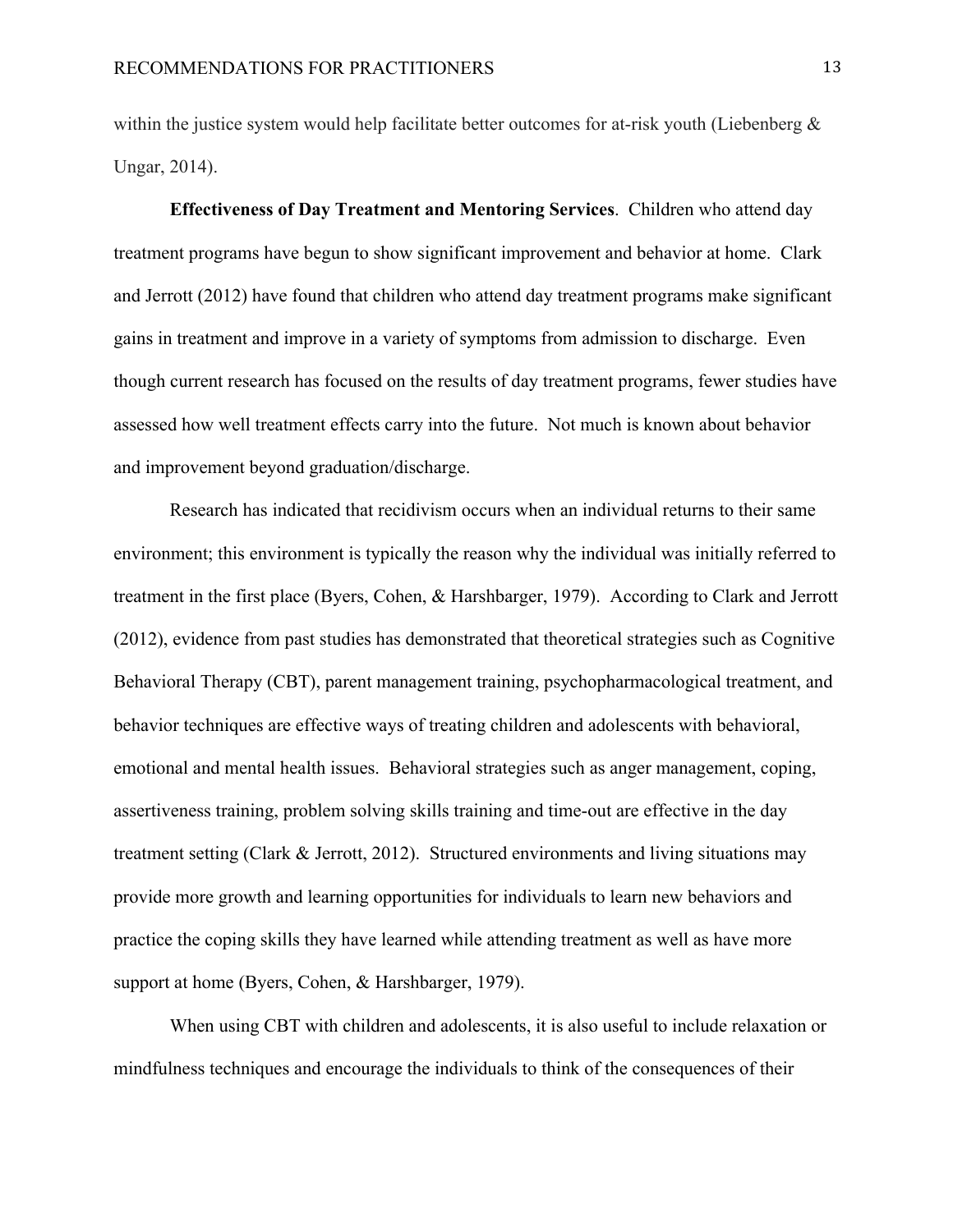within the justice system would help facilitate better outcomes for at-risk youth (Liebenberg & Ungar, 2014).

**Effectiveness of Day Treatment and Mentoring Services**. Children who attend day treatment programs have begun to show significant improvement and behavior at home. Clark and Jerrott (2012) have found that children who attend day treatment programs make significant gains in treatment and improve in a variety of symptoms from admission to discharge. Even though current research has focused on the results of day treatment programs, fewer studies have assessed how well treatment effects carry into the future. Not much is known about behavior and improvement beyond graduation/discharge.

Research has indicated that recidivism occurs when an individual returns to their same environment; this environment is typically the reason why the individual was initially referred to treatment in the first place (Byers, Cohen, & Harshbarger, 1979). According to Clark and Jerrott (2012), evidence from past studies has demonstrated that theoretical strategies such as Cognitive Behavioral Therapy (CBT), parent management training, psychopharmacological treatment, and behavior techniques are effective ways of treating children and adolescents with behavioral, emotional and mental health issues. Behavioral strategies such as anger management, coping, assertiveness training, problem solving skills training and time-out are effective in the day treatment setting (Clark & Jerrott, 2012). Structured environments and living situations may provide more growth and learning opportunities for individuals to learn new behaviors and practice the coping skills they have learned while attending treatment as well as have more support at home (Byers, Cohen, & Harshbarger, 1979).

When using CBT with children and adolescents, it is also useful to include relaxation or mindfulness techniques and encourage the individuals to think of the consequences of their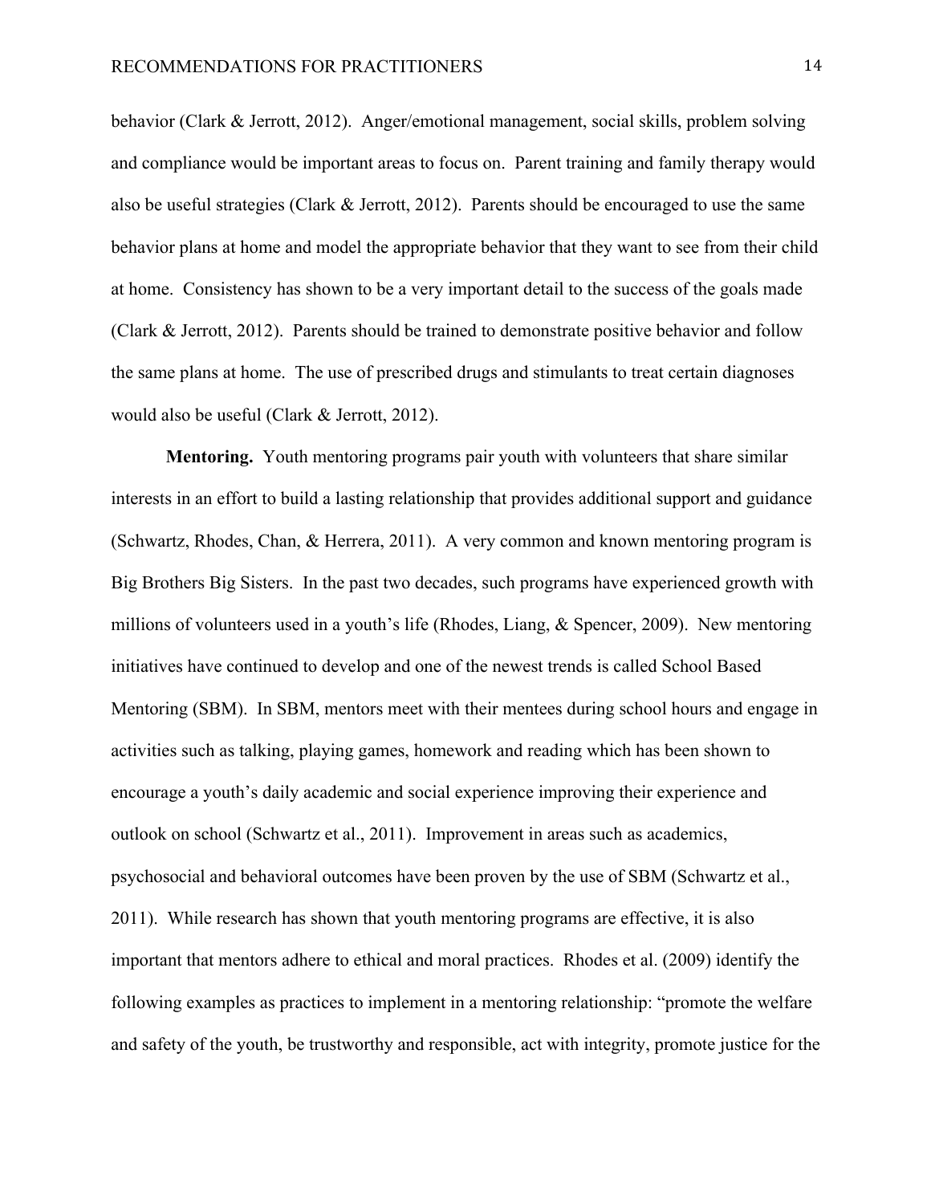behavior (Clark & Jerrott, 2012). Anger/emotional management, social skills, problem solving and compliance would be important areas to focus on. Parent training and family therapy would also be useful strategies (Clark & Jerrott, 2012). Parents should be encouraged to use the same behavior plans at home and model the appropriate behavior that they want to see from their child at home. Consistency has shown to be a very important detail to the success of the goals made (Clark & Jerrott, 2012). Parents should be trained to demonstrate positive behavior and follow the same plans at home. The use of prescribed drugs and stimulants to treat certain diagnoses would also be useful (Clark & Jerrott, 2012).

**Mentoring.** Youth mentoring programs pair youth with volunteers that share similar interests in an effort to build a lasting relationship that provides additional support and guidance (Schwartz, Rhodes, Chan, & Herrera, 2011). A very common and known mentoring program is Big Brothers Big Sisters. In the past two decades, such programs have experienced growth with millions of volunteers used in a youth's life (Rhodes, Liang, & Spencer, 2009). New mentoring initiatives have continued to develop and one of the newest trends is called School Based Mentoring (SBM). In SBM, mentors meet with their mentees during school hours and engage in activities such as talking, playing games, homework and reading which has been shown to encourage a youth's daily academic and social experience improving their experience and outlook on school (Schwartz et al., 2011). Improvement in areas such as academics, psychosocial and behavioral outcomes have been proven by the use of SBM (Schwartz et al., 2011). While research has shown that youth mentoring programs are effective, it is also important that mentors adhere to ethical and moral practices. Rhodes et al. (2009) identify the following examples as practices to implement in a mentoring relationship: "promote the welfare and safety of the youth, be trustworthy and responsible, act with integrity, promote justice for the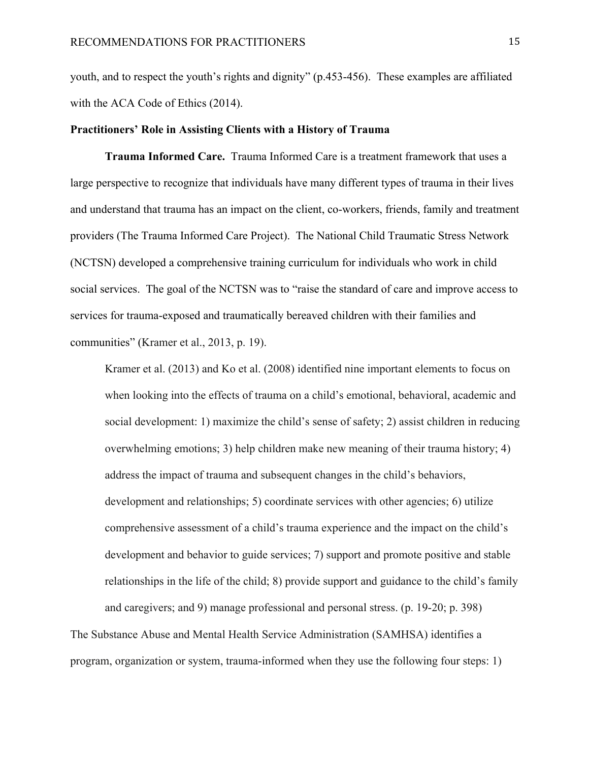youth, and to respect the youth's rights and dignity" (p.453-456). These examples are affiliated with the ACA Code of Ethics (2014).

**Practitioners' Role in Assisting Clients with a History of Trauma**

**Trauma Informed Care.** Trauma Informed Care is a treatment framework that uses a large perspective to recognize that individuals have many different types of trauma in their lives and understand that trauma has an impact on the client, co-workers, friends, family and treatment providers (The Trauma Informed Care Project). The National Child Traumatic Stress Network (NCTSN) developed a comprehensive training curriculum for individuals who work in child social services. The goal of the NCTSN was to "raise the standard of care and improve access to services for trauma-exposed and traumatically bereaved children with their families and communities" (Kramer et al., 2013, p. 19).

> Kramer et al. (2013) and Ko et al. (2008) identified nine important elements to focus on when looking into the effects of trauma on a child's emotional, behavioral, academic and social development: 1) maximize the child's sense of safety; 2) assist children in reducing overwhelming emotions; 3) help children make new meaning of their trauma history; 4) address the impact of trauma and subsequent changes in the child's behaviors, development and relationships; 5) coordinate services with other agencies; 6) utilize comprehensive assessment of a child's trauma experience and the impact on the child's development and behavior to guide services; 7) support and promote positive and stable relationships in the life of the child; 8) provide support and guidance to the child's family and caregivers; and 9) manage professional and personal stress. (p. 19-20; p. 398)

The Substance Abuse and Mental Health Service Administration (SAMHSA) identifies a program, organization or system, trauma-informed when they use the following four steps: 1)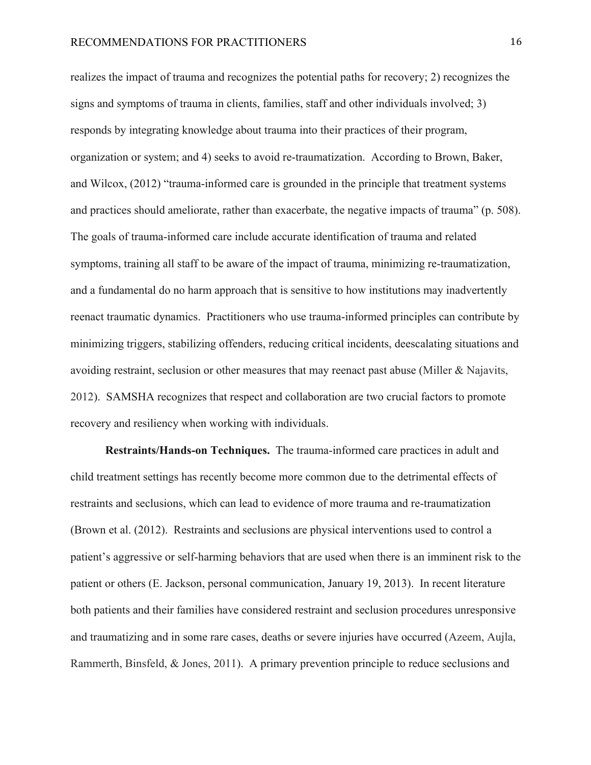realizes the impact of trauma and recognizes the potential paths for recovery; 2) recognizes the signs and symptoms of trauma in clients, families, staff and other individuals involved; 3) responds by integrating knowledge about trauma into their practices of their program, organization or system; and 4) seeks to avoid re-traumatization. According to Brown, Baker, and Wilcox, (2012) "trauma-informed care is grounded in the principle that treatment systems and practices should ameliorate, rather than exacerbate, the negative impacts of trauma" (p. 508). The goals of trauma-informed care include accurate identification of trauma and related symptoms, training all staff to be aware of the impact of trauma, minimizing re-traumatization, and a fundamental do no harm approach that is sensitive to how institutions may inadvertently reenact traumatic dynamics. Practitioners who use trauma-informed principles can contribute by minimizing triggers, stabilizing offenders, reducing critical incidents, deescalating situations and avoiding restraint, seclusion or other measures that may reenact past abuse (Miller & Najavits, 2012). SAMSHA recognizes that respect and collaboration are two crucial factors to promote recovery and resiliency when working with individuals.

**Restraints/Hands-on Techniques.** The trauma-informed care practices in adult and child treatment settings has recently become more common due to the detrimental effects of restraints and seclusions, which can lead to evidence of more trauma and re-traumatization (Brown et al. (2012). Restraints and seclusions are physical interventions used to control a patient's aggressive or self-harming behaviors that are used when there is an imminent risk to the patient or others (E. Jackson, personal communication, January 19, 2013). In recent literature both patients and their families have considered restraint and seclusion procedures unresponsive and traumatizing and in some rare cases, deaths or severe injuries have occurred (Azeem, Aujla, Rammerth, Binsfeld, & Jones, 2011). A primary prevention principle to reduce seclusions and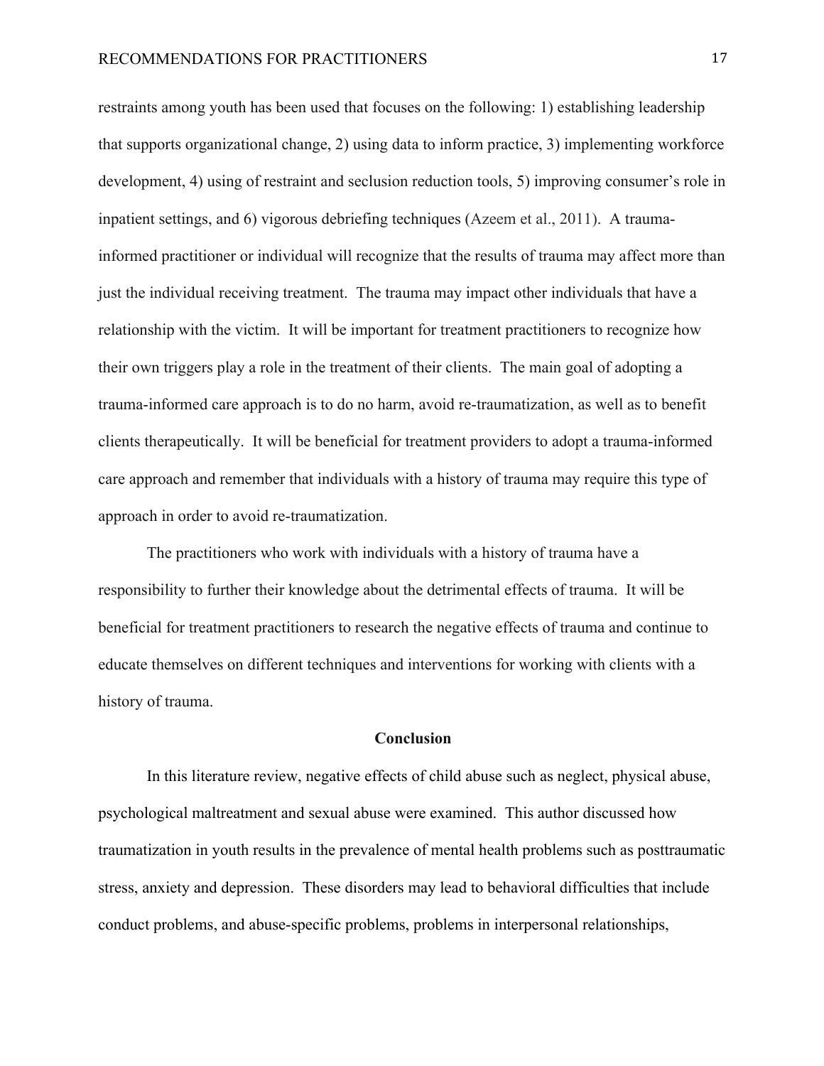restraints among youth has been used that focuses on the following: 1) establishing leadership that supports organizational change, 2) using data to inform practice, 3) implementing workforce development, 4) using of restraint and seclusion reduction tools, 5) improving consumer's role in inpatient settings, and 6) vigorous debriefing techniques (Azeem et al., 2011). A trauma-informed practitioner or individual will recognize that the results of trauma may affect more than just the individual receiving treatment. The trauma may impact other individuals that have a relationship with the victim. It will be important for treatment practitioners to recognize how their own triggers play a role in the treatment of their clients. The main goal of adopting a trauma-informed care approach is to do no harm, avoid re-traumatization, as well as to benefit clients therapeutically. It will be beneficial for treatment providers to adopt a trauma-informed care approach and remember that individuals with a history of trauma may require this type of approach in order to avoid re-traumatization.

The practitioners who work with individuals with a history of trauma have a responsibility to further their knowledge about the detrimental effects of trauma. It will be beneficial for treatment practitioners to research the negative effects of trauma and continue to educate themselves on different techniques and interventions for working with clients with a history of trauma.

## Conclusion

In this literature review, negative effects of child abuse such as neglect, physical abuse, psychological maltreatment and sexual abuse were examined. This author discussed how traumatization in youth results in the prevalence of mental health problems such as posttraumatic stress, anxiety and depression. These disorders may lead to behavioral difficulties that include conduct problems, and abuse-specific problems, problems in interpersonal relationships,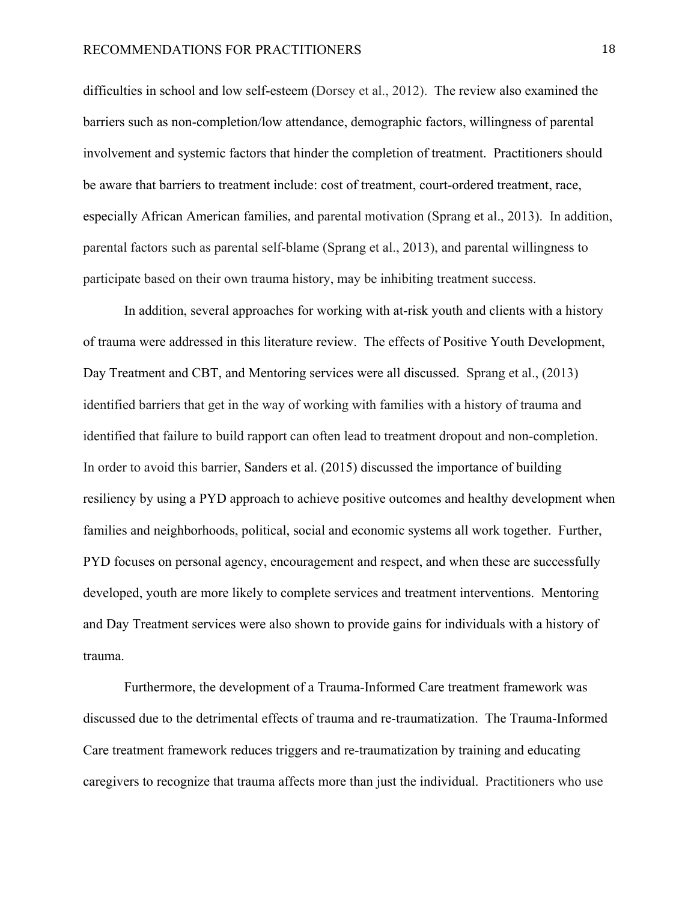difficulties in school and low self-esteem (Dorsey et al., 2012). The review also examined the barriers such as non-completion/low attendance, demographic factors, willingness of parental involvement and systemic factors that hinder the completion of treatment. Practitioners should be aware that barriers to treatment include: cost of treatment, court-ordered treatment, race, especially African American families, and parental motivation (Sprang et al., 2013). In addition, parental factors such as parental self-blame (Sprang et al., 2013), and parental willingness to participate based on their own trauma history, may be inhibiting treatment success.

In addition, several approaches for working with at-risk youth and clients with a history of trauma were addressed in this literature review. The effects of Positive Youth Development, Day Treatment and CBT, and Mentoring services were all discussed. Sprang et al., (2013) identified barriers that get in the way of working with families with a history of trauma and identified that failure to build rapport can often lead to treatment dropout and non-completion. In order to avoid this barrier, Sanders et al. (2015) discussed the importance of building resiliency by using a PYD approach to achieve positive outcomes and healthy development when families and neighborhoods, political, social and economic systems all work together. Further, PYD focuses on personal agency, encouragement and respect, and when these are successfully developed, youth are more likely to complete services and treatment interventions. Mentoring and Day Treatment services were also shown to provide gains for individuals with a history of trauma.

Furthermore, the development of a Trauma-Informed Care treatment framework was discussed due to the detrimental effects of trauma and re-traumatization. The Trauma-Informed Care treatment framework reduces triggers and re-traumatization by training and educating caregivers to recognize that trauma affects more than just the individual. Practitioners who use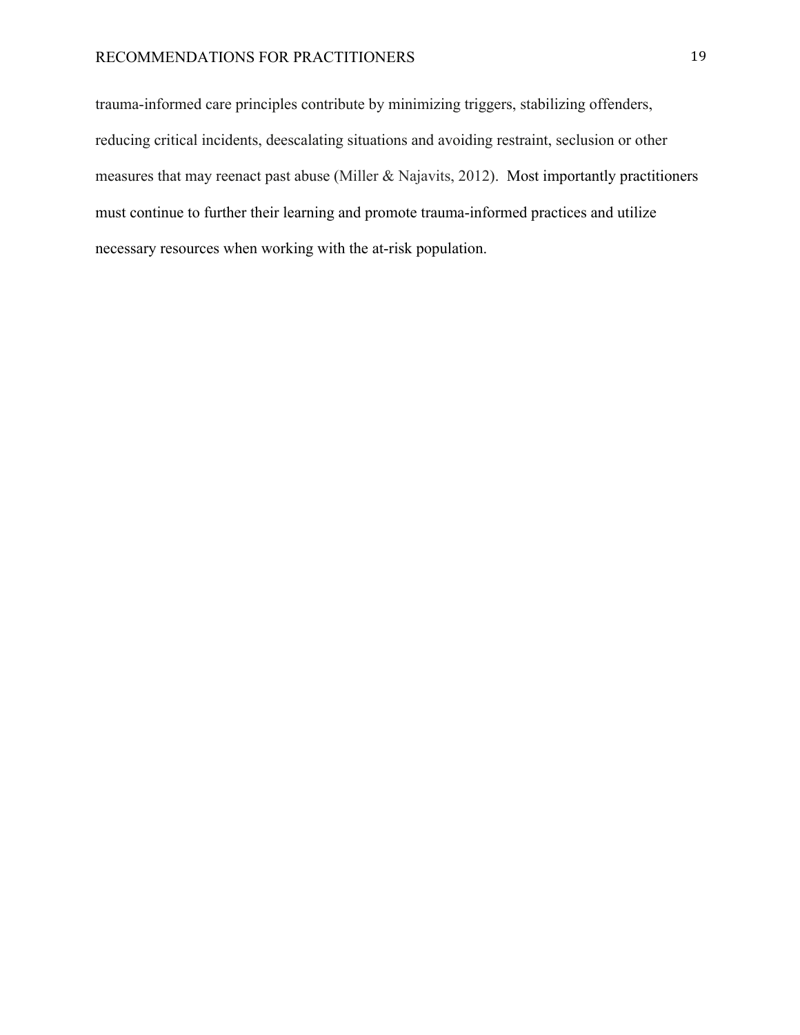trauma-informed care principles contribute by minimizing triggers, stabilizing offenders, reducing critical incidents, deescalating situations and avoiding restraint, seclusion or other measures that may reenact past abuse (Miller & Najavits, 2012). Most importantly practitioners must continue to further their learning and promote trauma-informed practices and utilize necessary resources when working with the at-risk population.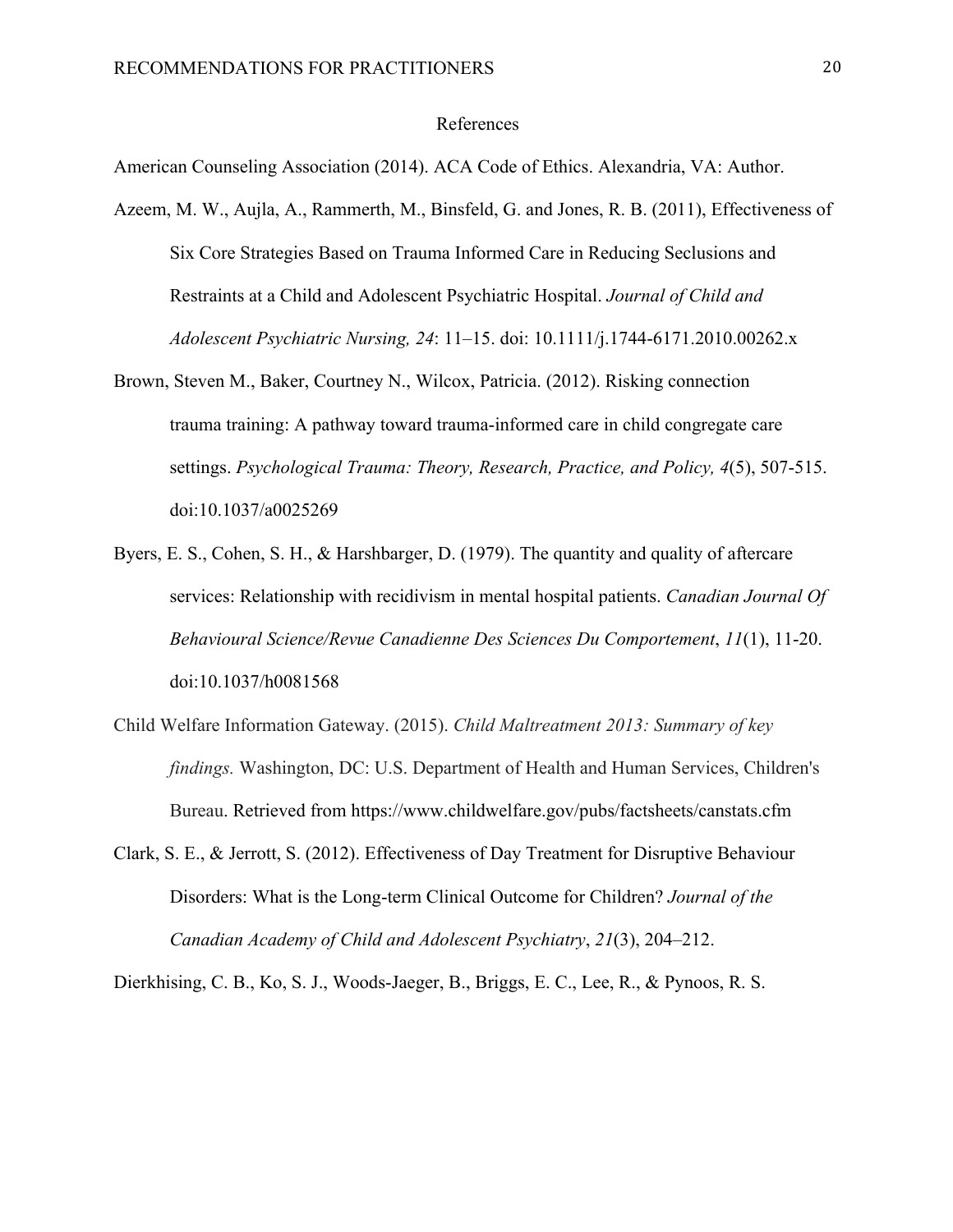# References

American Counseling Association (2014). ACA Code of Ethics. Alexandria, VA: Author.

Azeem, M. W., Aujla, A., Rammerth, M., Binsfeld, G. and Jones, R. B. (2011), Effectiveness of Six Core Strategies Based on Trauma Informed Care in Reducing Seclusions and Restraints at a Child and Adolescent Psychiatric Hospital. *Journal of Child and Adolescent Psychiatric Nursing, 24*: 11–15. doi: 10.1111/j.1744-6171.2010.00262.x

Brown, Steven M., Baker, Courtney N., Wilcox, Patricia. (2012). Risking connection trauma training: A pathway toward trauma-informed care in child congregate care settings. *Psychological Trauma: Theory, Research, Practice, and Policy, 4*(5), 507-515. doi:10.1037/a0025269

Byers, E. S., Cohen, S. H., & Harshbarger, D. (1979). The quantity and quality of aftercare services: Relationship with recidivism in mental hospital patients. *Canadian Journal Of Behavioural Science/Revue Canadienne Des Sciences Du Comportement*, *11*(1), 11-20. doi:10.1037/h0081568

Child Welfare Information Gateway. (2015). *Child Maltreatment 2013: Summary of key findings.* Washington, DC: U.S. Department of Health and Human Services, Children's Bureau. Retrieved from https://www.childwelfare.gov/pubs/factsheets/canstats.cfm

Clark, S. E., & Jerrott, S. (2012). Effectiveness of Day Treatment for Disruptive Behaviour Disorders: What is the Long-term Clinical Outcome for Children? *Journal of the Canadian Academy of Child and Adolescent Psychiatry*, *21*(3), 204–212.

Dierkhising, C. B., Ko, S. J., Woods-Jaeger, B., Briggs, E. C., Lee, R., & Pynoos, R. S.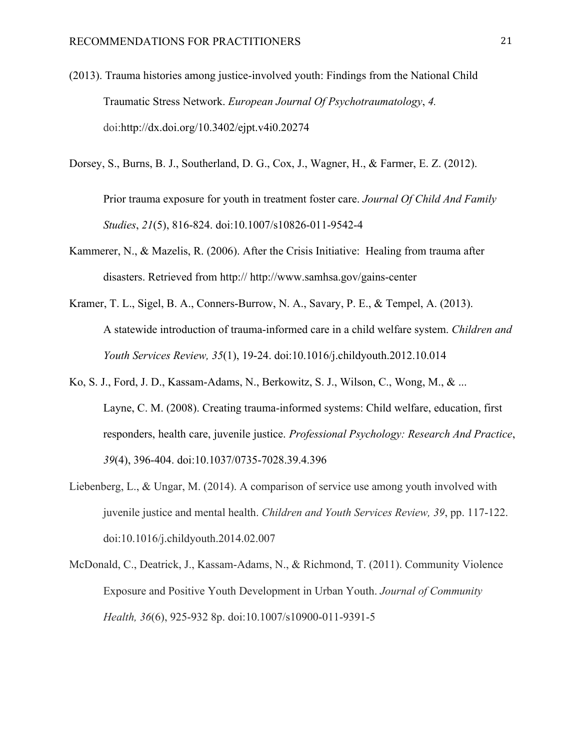(2013). Trauma histories among justice-involved youth: Findings from the National Child Traumatic Stress Network. *European Journal Of Psychotraumatology*, *4.* doi:http://dx.doi.org/10.3402/ejpt.v4i0.20274

Dorsey, S., Burns, B. J., Southerland, D. G., Cox, J., Wagner, H., & Farmer, E. Z. (2012).

Prior trauma exposure for youth in treatment foster care. *Journal Of Child And Family Studies*, *21*(5), 816-824. doi:10.1007/s10826-011-9542-4

Kammerer, N., & Mazelis, R. (2006). After the Crisis Initiative: Healing from trauma after disasters. Retrieved from http:// http://www.samhsa.gov/gains-center

Kramer, T. L., Sigel, B. A., Conners-Burrow, N. A., Savary, P. E., & Tempel, A. (2013). A statewide introduction of trauma-informed care in a child welfare system. *Children and Youth Services Review, 35*(1), 19-24. doi:10.1016/j.childyouth.2012.10.014

Ko, S. J., Ford, J. D., Kassam-Adams, N., Berkowitz, S. J., Wilson, C., Wong, M., & ... Layne, C. M. (2008). Creating trauma-informed systems: Child welfare, education, first responders, health care, juvenile justice. *Professional Psychology: Research And Practice*, *39*(4), 396-404. doi:10.1037/0735-7028.39.4.396

Liebenberg, L., & Ungar, M. (2014). A comparison of service use among youth involved with juvenile justice and mental health. *Children and Youth Services Review, 39*, pp. 117-122. doi:10.1016/j.childyouth.2014.02.007

McDonald, C., Deatrick, J., Kassam-Adams, N., & Richmond, T. (2011). Community Violence Exposure and Positive Youth Development in Urban Youth. *Journal of Community Health, 36*(6), 925-932 8p. doi:10.1007/s10900-011-9391-5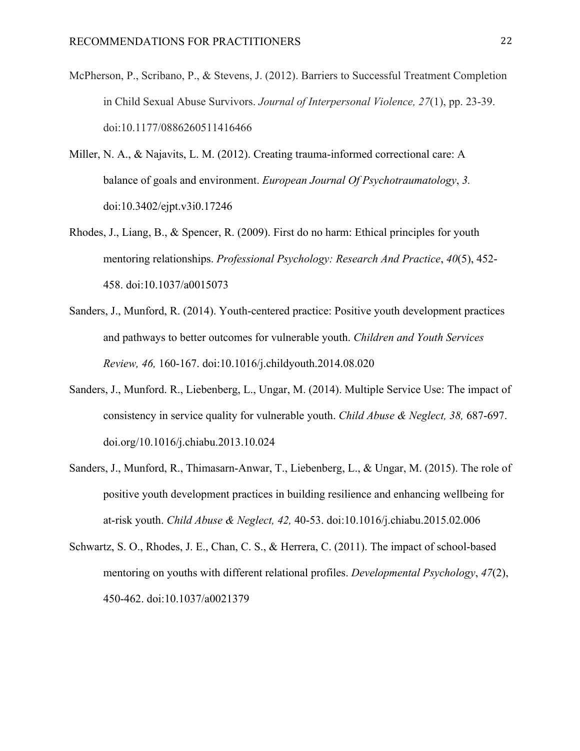McPherson, P., Scribano, P., & Stevens, J. (2012). Barriers to Successful Treatment Completion in Child Sexual Abuse Survivors. *Journal of Interpersonal Violence, 27*(1), pp. 23-39. doi:10.1177/0886260511416466

Miller, N. A., & Najavits, L. M. (2012). Creating trauma-informed correctional care: A balance of goals and environment. *European Journal Of Psychotraumatology*, *3*. doi:10.3402/ejpt.v3i0.17246

Rhodes, J., Liang, B., & Spencer, R. (2009). First do no harm: Ethical principles for youth mentoring relationships. *Professional Psychology: Research And Practice*, *40*(5), 452-458. doi:10.1037/a0015073

Sanders, J., Munford, R. (2014). Youth-centered practice: Positive youth development practices and pathways to better outcomes for vulnerable youth. *Children and Youth Services Review, 46,* 160-167. doi:10.1016/j.childyouth.2014.08.020

Sanders, J., Munford. R., Liebenberg, L., Ungar, M. (2014). Multiple Service Use: The impact of consistency in service quality for vulnerable youth. *Child Abuse & Neglect, 38,* 687-697. doi.org/10.1016/j.chiabu.2013.10.024

Sanders, J., Munford, R., Thimasarn-Anwar, T., Liebenberg, L., & Ungar, M. (2015). The role of positive youth development practices in building resilience and enhancing wellbeing for at-risk youth. *Child Abuse & Neglect, 42,* 40-53. doi:10.1016/j.chiabu.2015.02.006

Schwartz, S. O., Rhodes, J. E., Chan, C. S., & Herrera, C. (2011). The impact of school-based mentoring on youths with different relational profiles. *Developmental Psychology*, *47*(2), 450-462. doi:10.1037/a0021379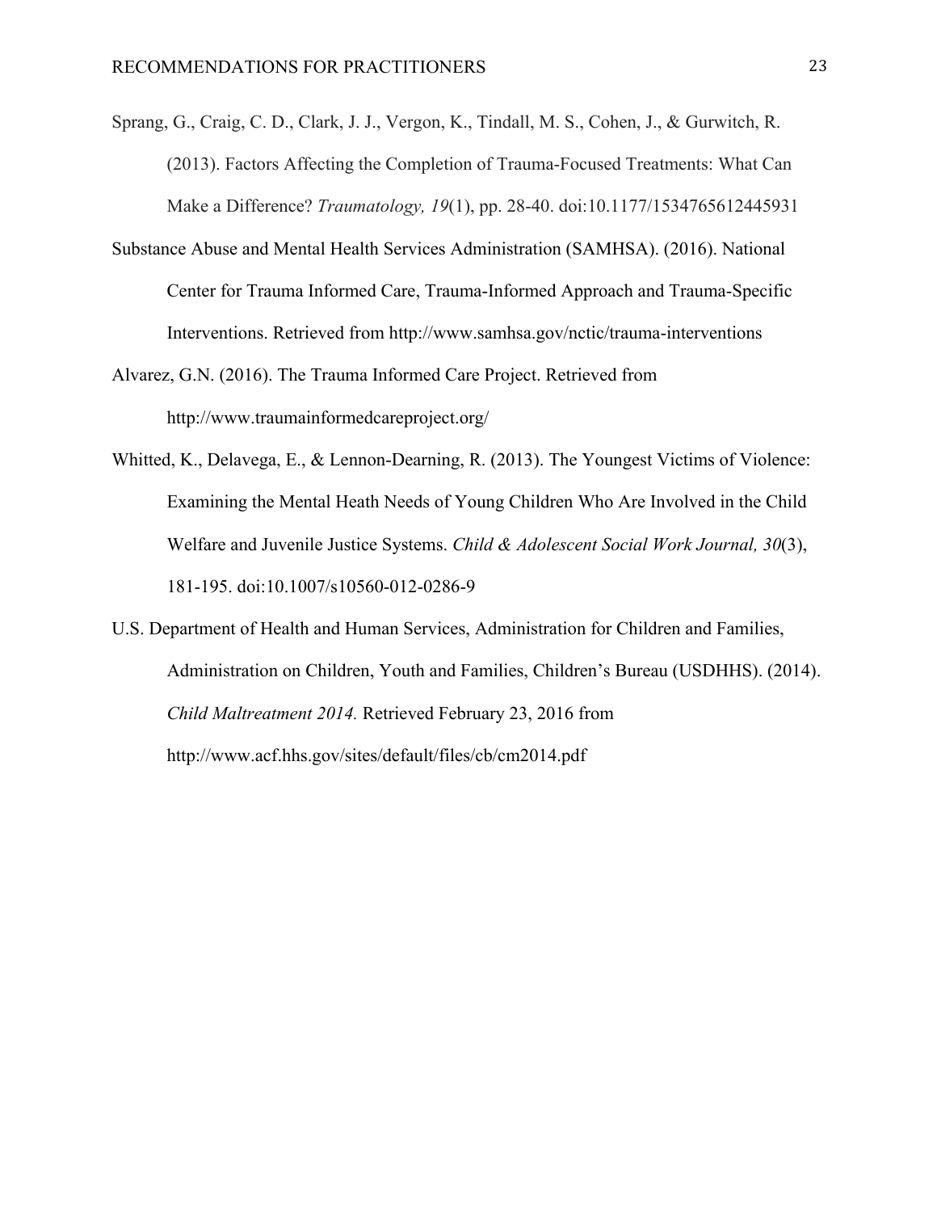Sprang, G., Craig, C. D., Clark, J. J., Vergon, K., Tindall, M. S., Cohen, J., & Gurwitch, R. (2013). Factors Affecting the Completion of Trauma-Focused Treatments: What Can Make a Difference? *Traumatology, 19*(1), pp. 28-40. doi:10.1177/1534765612445931

Substance Abuse and Mental Health Services Administration (SAMHSA). (2016). National Center for Trauma Informed Care, Trauma-Informed Approach and Trauma-Specific Interventions. Retrieved from http://www.samhsa.gov/nctic/trauma-interventions

Alvarez, G.N. (2016). The Trauma Informed Care Project. Retrieved from http://www.traumainformedcareproject.org/

Whitted, K., Delavega, E., & Lennon-Dearning, R. (2013). The Youngest Victims of Violence: Examining the Mental Heath Needs of Young Children Who Are Involved in the Child Welfare and Juvenile Justice Systems. *Child & Adolescent Social Work Journal, 30*(3), 181-195. doi:10.1007/s10560-012-0286-9

U.S. Department of Health and Human Services, Administration for Children and Families, Administration on Children, Youth and Families, Children's Bureau (USDHHS). (2014). *Child Maltreatment 2014.* Retrieved February 23, 2016 from http://www.acf.hhs.gov/sites/default/files/cb/cm2014.pdf